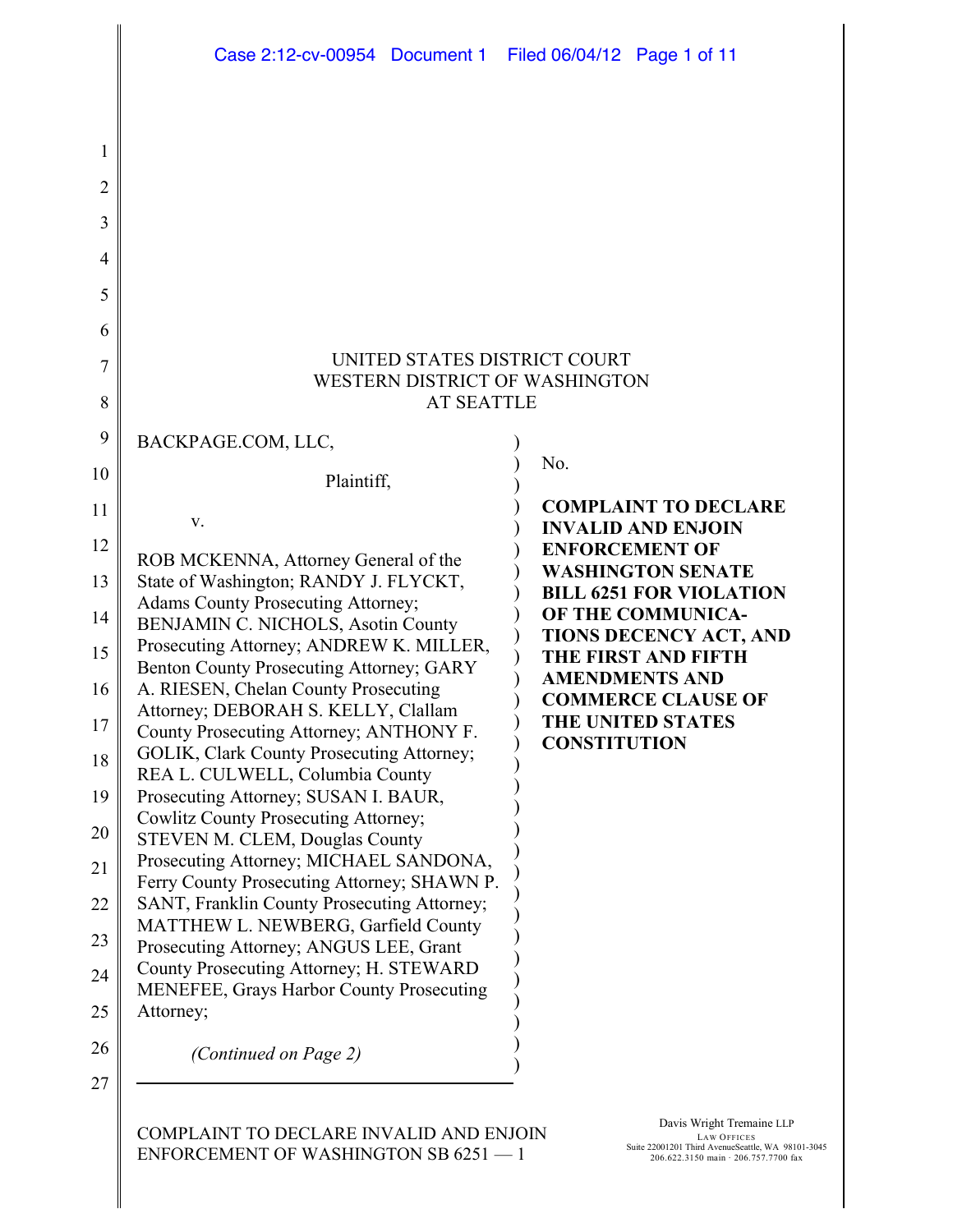UNITED STATES DISTRICT COURT
WESTERN DISTRICT OF WASHINGTON
AT SEATTLE

BACKPAGE.COM, LLC,

Plaintiff,

v.

ROB MCKENNA, Attorney General of the State of Washington; RANDY J. FLYCKT, Adams County Prosecuting Attorney; BENJAMIN C. NICHOLS, Asotin County Prosecuting Attorney; ANDREW K. MILLER, Benton County Prosecuting Attorney; GARY A. RIESEN, Chelan County Prosecuting Attorney; DEBORAH S. KELLY, Clallam County Prosecuting Attorney; ANTHONY F. GOLIK, Clark County Prosecuting Attorney; REA L. CULWELL, Columbia County Prosecuting Attorney; SUSAN I. BAUR, Cowlitz County Prosecuting Attorney; STEVEN M. CLEM, Douglas County Prosecuting Attorney; MICHAEL SANDONA, Ferry County Prosecuting Attorney; SHAWN P. SANT, Franklin County Prosecuting Attorney; MATTHEW L. NEWBERG, Garfield County Prosecuting Attorney; ANGUS LEE, Grant County Prosecuting Attorney; H. STEWARD MENEFEE, Grays Harbor County Prosecuting Attorney;

*(Continued on Page 2)*

No.

**COMPLAINT TO DECLARE INVALID AND ENJOIN ENFORCEMENT OF WASHINGTON SENATE BILL 6251 FOR VIOLATION OF THE COMMUNICATIONS DECENCY ACT, AND THE FIRST AND FIFTH AMENDMENTS AND COMMERCE CLAUSE OF THE UNITED STATES CONSTITUTION**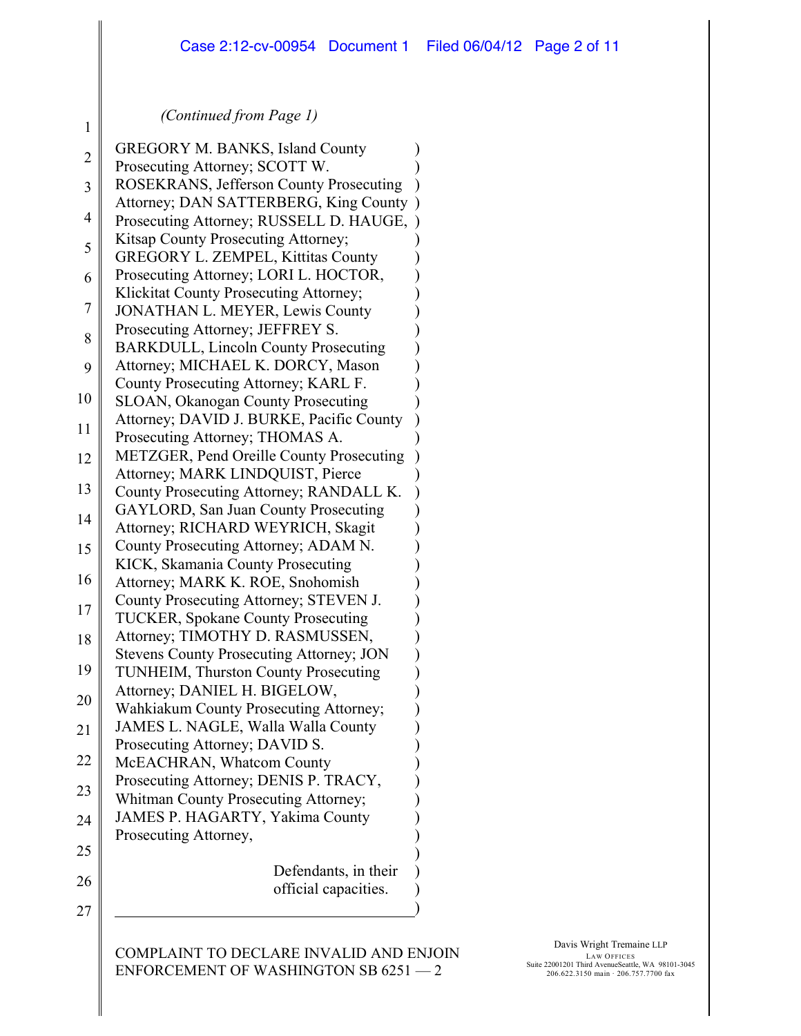*(Continued from Page 1)*

GREGORY M. BANKS, Island County Prosecuting Attorney; SCOTT W. ROSEKRANS, Jefferson County Prosecuting Attorney; DAN SATTERBERG, King County Prosecuting Attorney; RUSSELL D. HAUGE, Kitsap County Prosecuting Attorney; GREGORY L. ZEMPEL, Kittitas County Prosecuting Attorney; LORI L. HOCTOR, Klickitat County Prosecuting Attorney; JONATHAN L. MEYER, Lewis County Prosecuting Attorney; JEFFREY S. BARKDULL, Lincoln County Prosecuting Attorney; MICHAEL K. DORCY, Mason County Prosecuting Attorney; KARL F. SLOAN, Okanogan County Prosecuting Attorney; DAVID J. BURKE, Pacific County Prosecuting Attorney; THOMAS A. METZGER, Pend Oreille County Prosecuting Attorney; MARK LINDQUIST, Pierce County Prosecuting Attorney; RANDALL K. GAYLORD, San Juan County Prosecuting Attorney; RICHARD WEYRICH, Skagit County Prosecuting Attorney; ADAM N. KICK, Skamania County Prosecuting Attorney; MARK K. ROE, Snohomish County Prosecuting Attorney; STEVEN J. TUCKER, Spokane County Prosecuting Attorney; TIMOTHY D. RASMUSSEN, Stevens County Prosecuting Attorney; JON TUNHEIM, Thurston County Prosecuting Attorney; DANIEL H. BIGELOW, Wahkiakum County Prosecuting Attorney; JAMES L. NAGLE, Walla Walla County Prosecuting Attorney; DAVID S. McEACHRAN, Whatcom County Prosecuting Attorney; DENIS P. TRACY, Whitman County Prosecuting Attorney; JAMES P. HAGARTY, Yakima County Prosecuting Attorney,

Defendants, in their official capacities.

COMPLAINT TO DECLARE INVALID AND ENJOIN ENFORCEMENT OF WASHINGTON SB 6251 — 2

Davis Wright Tremaine LLP
LAW OFFICES
Suite 2200 1201 Third Avenue Seattle, WA 98101-3045
206.622.3150 main · 206.757.7700 fax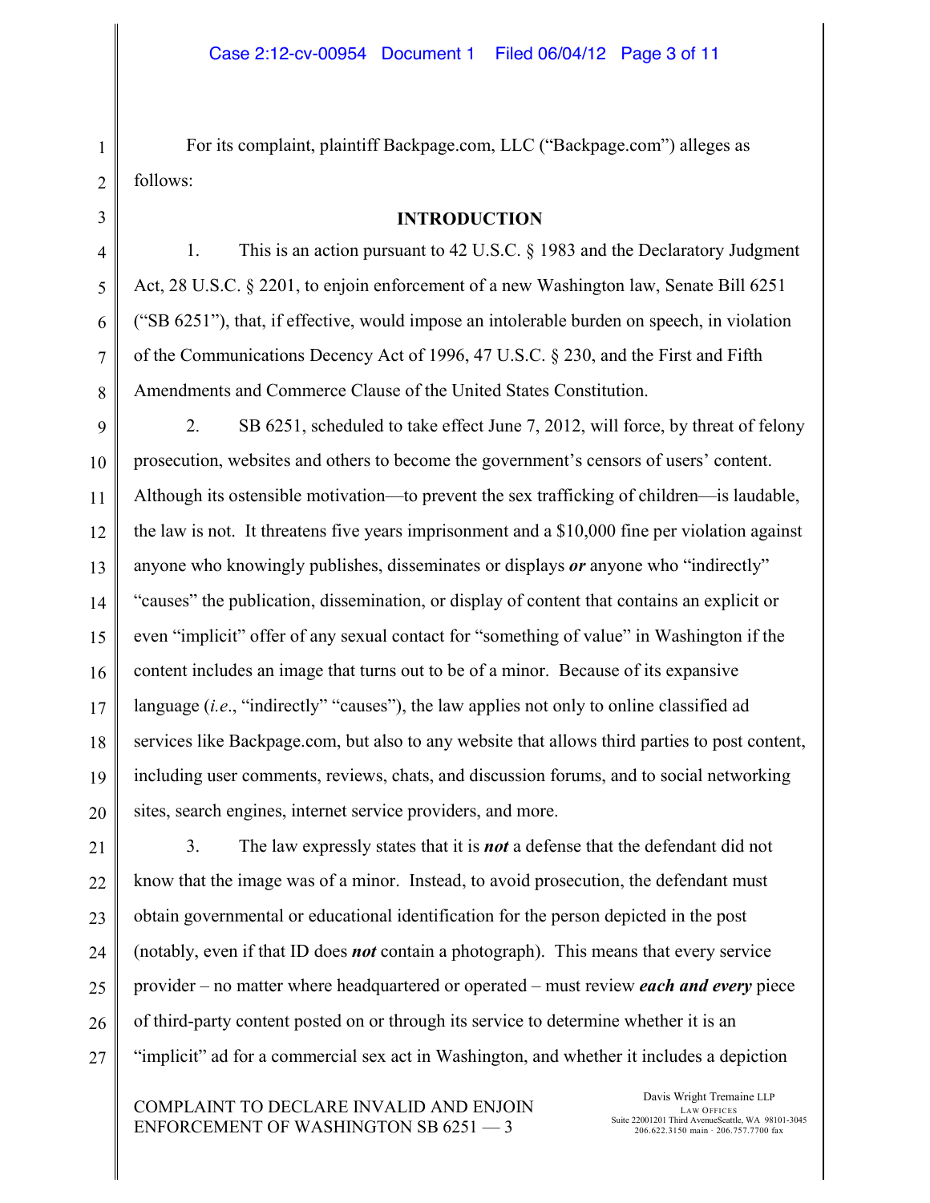For its complaint, plaintiff Backpage.com, LLC ("Backpage.com") alleges as follows:

## INTRODUCTION

1. This is an action pursuant to 42 U.S.C. § 1983 and the Declaratory Judgment Act, 28 U.S.C. § 2201, to enjoin enforcement of a new Washington law, Senate Bill 6251 ("SB 6251"), that, if effective, would impose an intolerable burden on speech, in violation of the Communications Decency Act of 1996, 47 U.S.C. § 230, and the First and Fifth Amendments and Commerce Clause of the United States Constitution.

2. SB 6251, scheduled to take effect June 7, 2012, will force, by threat of felony prosecution, websites and others to become the government's censors of users' content. Although its ostensible motivation—to prevent the sex trafficking of children—is laudable, the law is not. It threatens five years imprisonment and a $10,000 fine per violation against anyone who knowingly publishes, disseminates or displays ***or*** anyone who "indirectly" "causes" the publication, dissemination, or display of content that contains an explicit or even "implicit" offer of any sexual contact for "something of value" in Washington if the content includes an image that turns out to be of a minor. Because of its expansive language (*i.e.*, "indirectly" "causes"), the law applies not only to online classified ad services like Backpage.com, but also to any website that allows third parties to post content, including user comments, reviews, chats, and discussion forums, and to social networking sites, search engines, internet service providers, and more.

3. The law expressly states that it is ***not*** a defense that the defendant did not know that the image was of a minor. Instead, to avoid prosecution, the defendant must obtain governmental or educational identification for the person depicted in the post (notably, even if that ID does ***not*** contain a photograph). This means that every service provider – no matter where headquartered or operated – must review ***each and every*** piece of third-party content posted on or through its service to determine whether it is an "implicit" ad for a commercial sex act in Washington, and whether it includes a depiction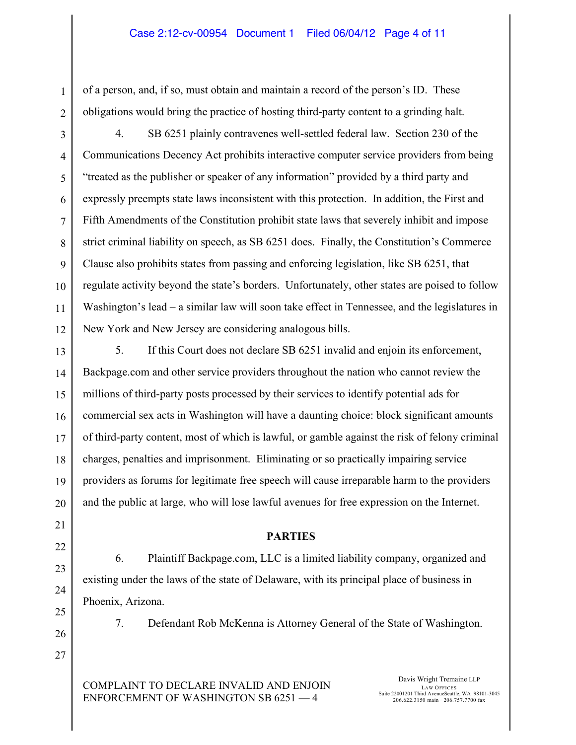of a person, and, if so, must obtain and maintain a record of the person's ID. These obligations would bring the practice of hosting third-party content to a grinding halt.

4. SB 6251 plainly contravenes well-settled federal law. Section 230 of the Communications Decency Act prohibits interactive computer service providers from being "treated as the publisher or speaker of any information" provided by a third party and expressly preempts state laws inconsistent with this protection. In addition, the First and Fifth Amendments of the Constitution prohibit state laws that severely inhibit and impose strict criminal liability on speech, as SB 6251 does. Finally, the Constitution's Commerce Clause also prohibits states from passing and enforcing legislation, like SB 6251, that regulate activity beyond the state's borders. Unfortunately, other states are poised to follow Washington's lead – a similar law will soon take effect in Tennessee, and the legislatures in New York and New Jersey are considering analogous bills.

5. If this Court does not declare SB 6251 invalid and enjoin its enforcement, Backpage.com and other service providers throughout the nation who cannot review the millions of third-party posts processed by their services to identify potential ads for commercial sex acts in Washington will have a daunting choice: block significant amounts of third-party content, most of which is lawful, or gamble against the risk of felony criminal charges, penalties and imprisonment. Eliminating or so practically impairing service providers as forums for legitimate free speech will cause irreparable harm to the providers and the public at large, who will lose lawful avenues for free expression on the Internet.

## PARTIES

6. Plaintiff Backpage.com, LLC is a limited liability company, organized and existing under the laws of the state of Delaware, with its principal place of business in Phoenix, Arizona.

7. Defendant Rob McKenna is Attorney General of the State of Washington.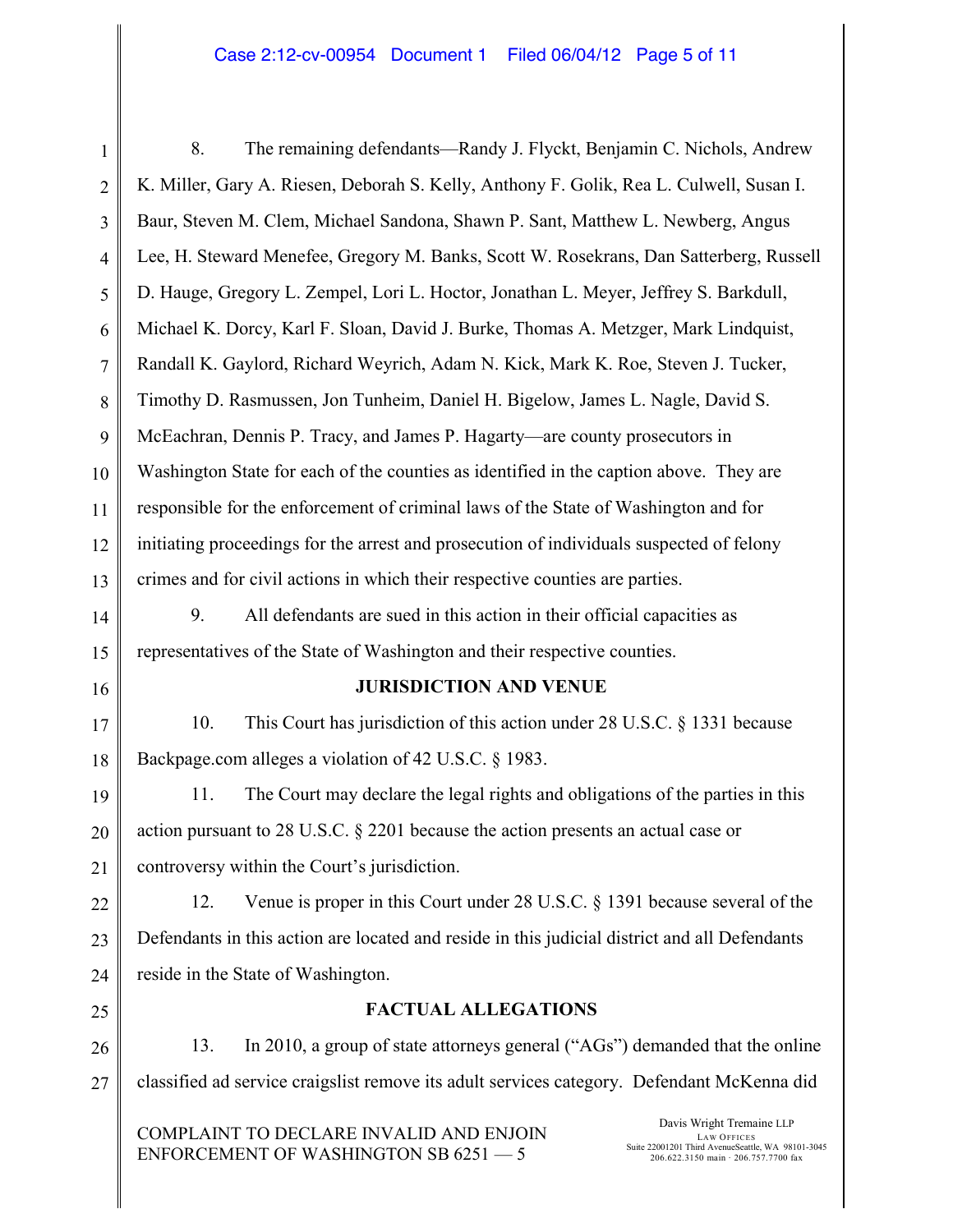8. The remaining defendants—Randy J. Flyckt, Benjamin C. Nichols, Andrew K. Miller, Gary A. Riesen, Deborah S. Kelly, Anthony F. Golik, Rea L. Culwell, Susan I. Baur, Steven M. Clem, Michael Sandona, Shawn P. Sant, Matthew L. Newberg, Angus Lee, H. Steward Menefee, Gregory M. Banks, Scott W. Rosekrans, Dan Satterberg, Russell D. Hauge, Gregory L. Zempel, Lori L. Hoctor, Jonathan L. Meyer, Jeffrey S. Barkdull, Michael K. Dorcy, Karl F. Sloan, David J. Burke, Thomas A. Metzger, Mark Lindquist, Randall K. Gaylord, Richard Weyrich, Adam N. Kick, Mark K. Roe, Steven J. Tucker, Timothy D. Rasmussen, Jon Tunheim, Daniel H. Bigelow, James L. Nagle, David S. McEachran, Dennis P. Tracy, and James P. Hagarty—are county prosecutors in Washington State for each of the counties as identified in the caption above. They are responsible for the enforcement of criminal laws of the State of Washington and for initiating proceedings for the arrest and prosecution of individuals suspected of felony crimes and for civil actions in which their respective counties are parties.

9. All defendants are sued in this action in their official capacities as representatives of the State of Washington and their respective counties.

## JURISDICTION AND VENUE

10. This Court has jurisdiction of this action under 28 U.S.C. § 1331 because Backpage.com alleges a violation of 42 U.S.C. § 1983.

11. The Court may declare the legal rights and obligations of the parties in this action pursuant to 28 U.S.C. § 2201 because the action presents an actual case or controversy within the Court's jurisdiction.

12. Venue is proper in this Court under 28 U.S.C. § 1391 because several of the Defendants in this action are located and reside in this judicial district and all Defendants reside in the State of Washington.

## FACTUAL ALLEGATIONS

13. In 2010, a group of state attorneys general ("AGs") demanded that the online classified ad service craigslist remove its adult services category. Defendant McKenna did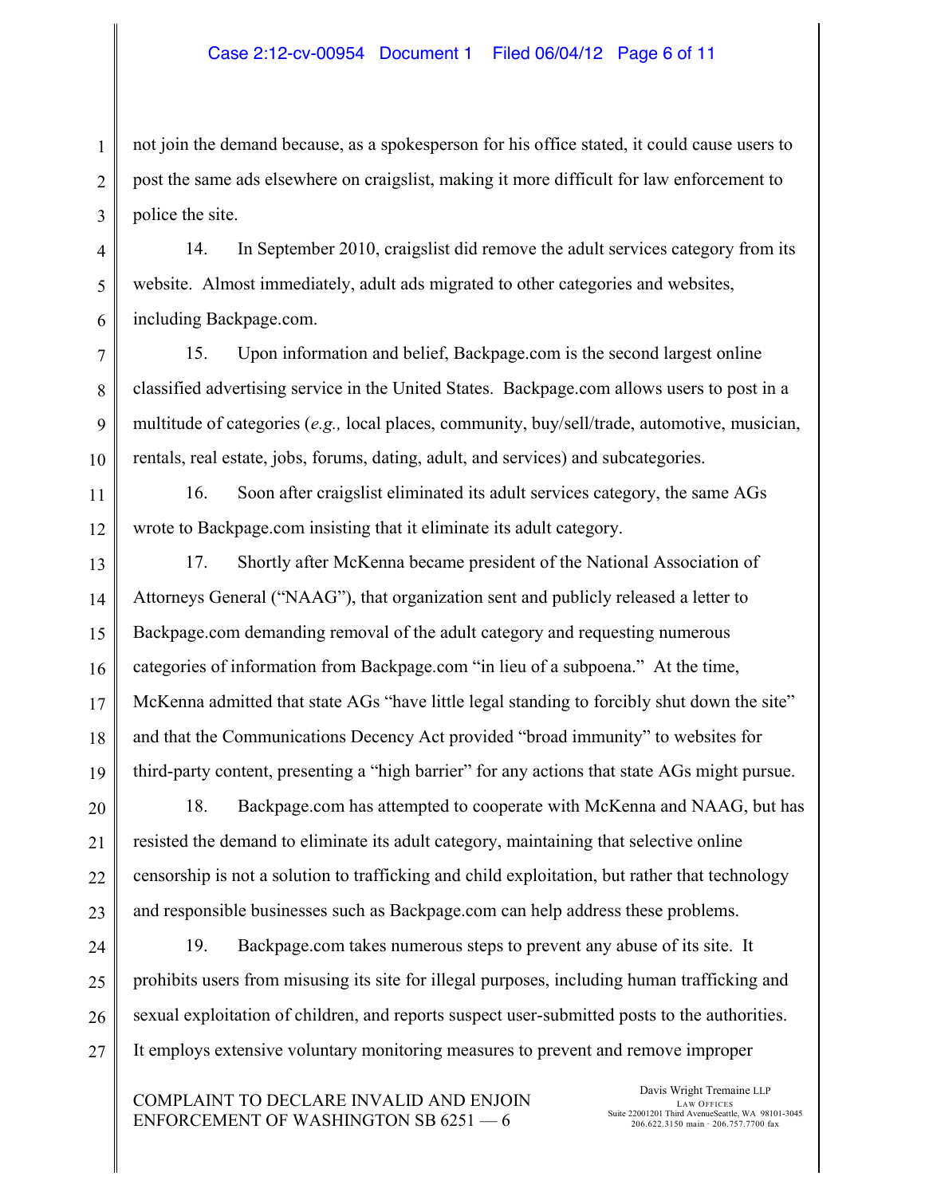not join the demand because, as a spokesperson for his office stated, it could cause users to post the same ads elsewhere on craigslist, making it more difficult for law enforcement to police the site.

14. In September 2010, craigslist did remove the adult services category from its website. Almost immediately, adult ads migrated to other categories and websites, including Backpage.com.

15. Upon information and belief, Backpage.com is the second largest online classified advertising service in the United States. Backpage.com allows users to post in a multitude of categories (*e.g.,* local places, community, buy/sell/trade, automotive, musician, rentals, real estate, jobs, forums, dating, adult, and services) and subcategories.

16. Soon after craigslist eliminated its adult services category, the same AGs wrote to Backpage.com insisting that it eliminate its adult category.

17. Shortly after McKenna became president of the National Association of Attorneys General ("NAAG"), that organization sent and publicly released a letter to Backpage.com demanding removal of the adult category and requesting numerous categories of information from Backpage.com "in lieu of a subpoena." At the time, McKenna admitted that state AGs "have little legal standing to forcibly shut down the site" and that the Communications Decency Act provided "broad immunity" to websites for third-party content, presenting a "high barrier" for any actions that state AGs might pursue.

18. Backpage.com has attempted to cooperate with McKenna and NAAG, but has resisted the demand to eliminate its adult category, maintaining that selective online censorship is not a solution to trafficking and child exploitation, but rather that technology and responsible businesses such as Backpage.com can help address these problems.

19. Backpage.com takes numerous steps to prevent any abuse of its site. It prohibits users from misusing its site for illegal purposes, including human trafficking and sexual exploitation of children, and reports suspect user-submitted posts to the authorities. It employs extensive voluntary monitoring measures to prevent and remove improper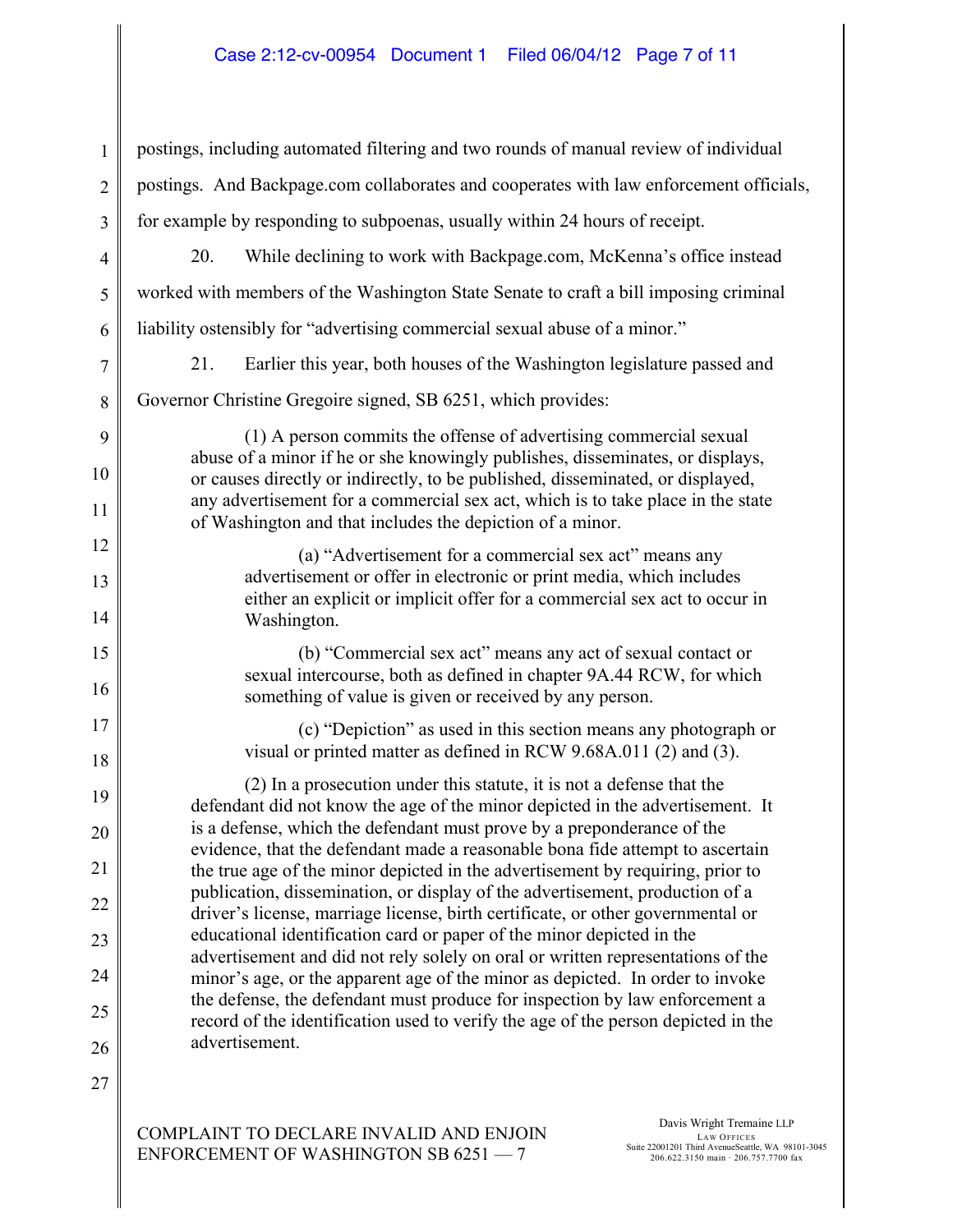postings, including automated filtering and two rounds of manual review of individual postings. And Backpage.com collaborates and cooperates with law enforcement officials, for example by responding to subpoenas, usually within 24 hours of receipt.

20. While declining to work with Backpage.com, McKenna's office instead worked with members of the Washington State Senate to craft a bill imposing criminal liability ostensibly for "advertising commercial sexual abuse of a minor."

21. Earlier this year, both houses of the Washington legislature passed and Governor Christine Gregoire signed, SB 6251, which provides:

> (1) A person commits the offense of advertising commercial sexual abuse of a minor if he or she knowingly publishes, disseminates, or displays, or causes directly or indirectly, to be published, disseminated, or displayed, any advertisement for a commercial sex act, which is to take place in the state of Washington and that includes the depiction of a minor.
>
> > (a) "Advertisement for a commercial sex act" means any advertisement or offer in electronic or print media, which includes either an explicit or implicit offer for a commercial sex act to occur in Washington.
> >
> > (b) "Commercial sex act" means any act of sexual contact or sexual intercourse, both as defined in chapter 9A.44 RCW, for which something of value is given or received by any person.
> >
> > (c) "Depiction" as used in this section means any photograph or visual or printed matter as defined in RCW 9.68A.011 (2) and (3).
>
> (2) In a prosecution under this statute, it is not a defense that the defendant did not know the age of the minor depicted in the advertisement. It is a defense, which the defendant must prove by a preponderance of the evidence, that the defendant made a reasonable bona fide attempt to ascertain the true age of the minor depicted in the advertisement by requiring, prior to publication, dissemination, or display of the advertisement, production of a driver's license, marriage license, birth certificate, or other governmental or educational identification card or paper of the minor depicted in the advertisement and did not rely solely on oral or written representations of the minor's age, or the apparent age of the minor as depicted. In order to invoke the defense, the defendant must produce for inspection by law enforcement a record of the identification used to verify the age of the person depicted in the advertisement.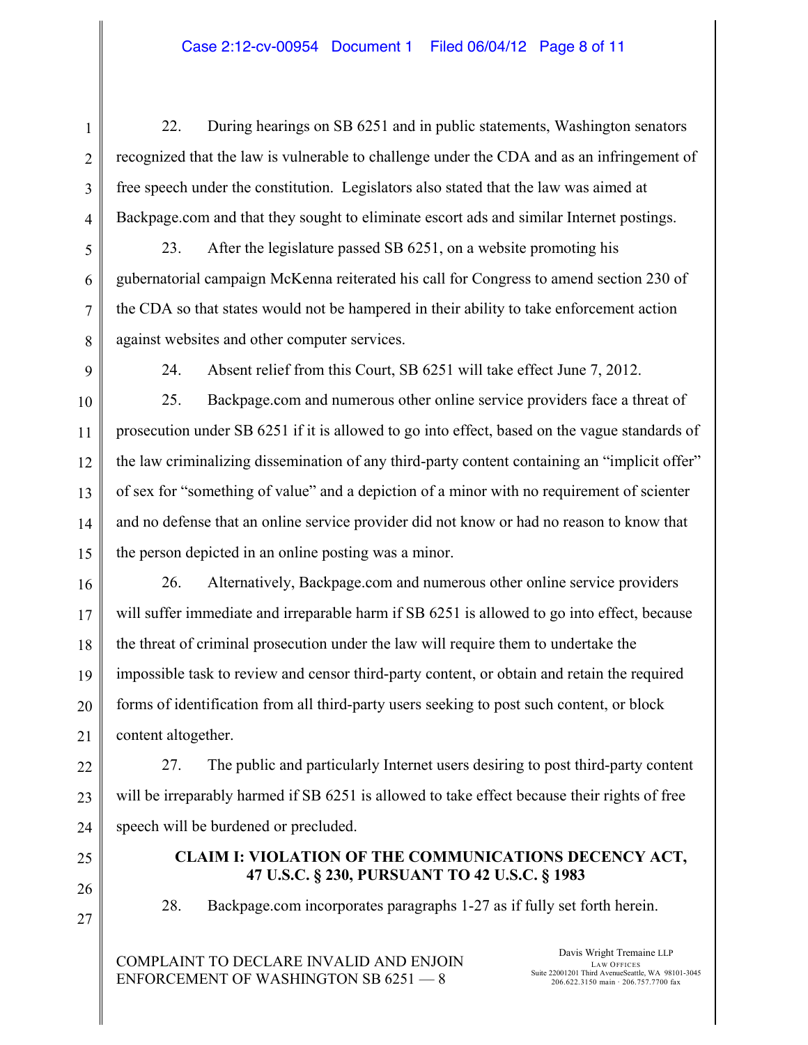22. During hearings on SB 6251 and in public statements, Washington senators recognized that the law is vulnerable to challenge under the CDA and as an infringement of free speech under the constitution. Legislators also stated that the law was aimed at Backpage.com and that they sought to eliminate escort ads and similar Internet postings.

23. After the legislature passed SB 6251, on a website promoting his gubernatorial campaign McKenna reiterated his call for Congress to amend section 230 of the CDA so that states would not be hampered in their ability to take enforcement action against websites and other computer services.

24. Absent relief from this Court, SB 6251 will take effect June 7, 2012.

25. Backpage.com and numerous other online service providers face a threat of prosecution under SB 6251 if it is allowed to go into effect, based on the vague standards of the law criminalizing dissemination of any third-party content containing an "implicit offer" of sex for "something of value" and a depiction of a minor with no requirement of scienter and no defense that an online service provider did not know or had no reason to know that the person depicted in an online posting was a minor.

26. Alternatively, Backpage.com and numerous other online service providers will suffer immediate and irreparable harm if SB 6251 is allowed to go into effect, because the threat of criminal prosecution under the law will require them to undertake the impossible task to review and censor third-party content, or obtain and retain the required forms of identification from all third-party users seeking to post such content, or block content altogether.

27. The public and particularly Internet users desiring to post third-party content will be irreparably harmed if SB 6251 is allowed to take effect because their rights of free speech will be burdened or precluded.

**CLAIM I: VIOLATION OF THE COMMUNICATIONS DECENCY ACT, 47 U.S.C. § 230, PURSUANT TO 42 U.S.C. § 1983**

28. Backpage.com incorporates paragraphs 1-27 as if fully set forth herein.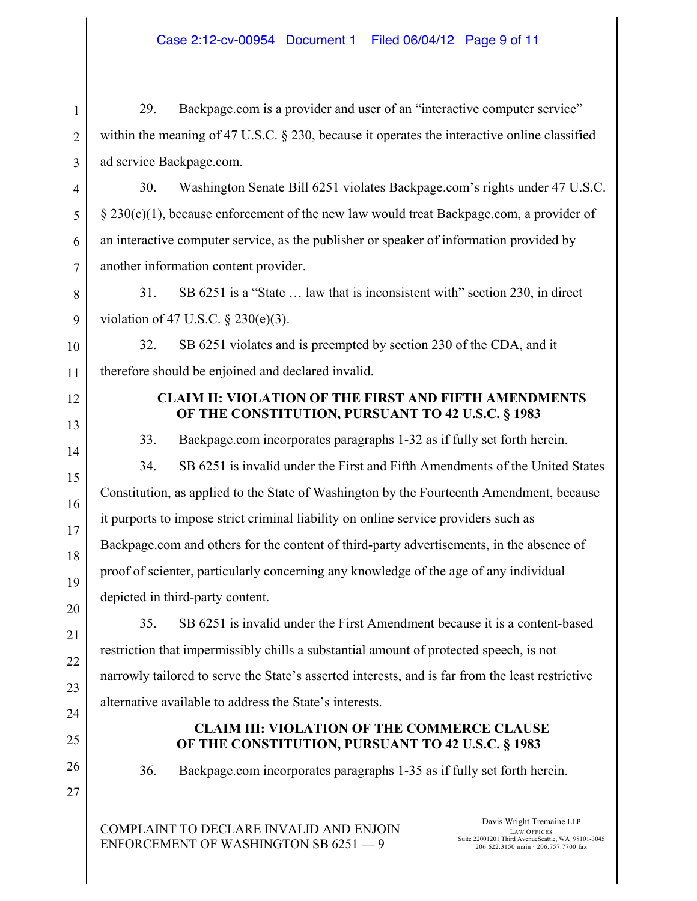29. Backpage.com is a provider and user of an "interactive computer service" within the meaning of 47 U.S.C. § 230, because it operates the interactive online classified ad service Backpage.com.

30. Washington Senate Bill 6251 violates Backpage.com's rights under 47 U.S.C. § 230(c)(1), because enforcement of the new law would treat Backpage.com, a provider of an interactive computer service, as the publisher or speaker of information provided by another information content provider.

31. SB 6251 is a "State … law that is inconsistent with" section 230, in direct violation of 47 U.S.C. § 230(e)(3).

32. SB 6251 violates and is preempted by section 230 of the CDA, and it therefore should be enjoined and declared invalid.

## CLAIM II: VIOLATION OF THE FIRST AND FIFTH AMENDMENTS OF THE CONSTITUTION, PURSUANT TO 42 U.S.C. § 1983

33. Backpage.com incorporates paragraphs 1-32 as if fully set forth herein.

34. SB 6251 is invalid under the First and Fifth Amendments of the United States Constitution, as applied to the State of Washington by the Fourteenth Amendment, because it purports to impose strict criminal liability on online service providers such as Backpage.com and others for the content of third-party advertisements, in the absence of proof of scienter, particularly concerning any knowledge of the age of any individual depicted in third-party content.

35. SB 6251 is invalid under the First Amendment because it is a content-based restriction that impermissibly chills a substantial amount of protected speech, is not narrowly tailored to serve the State's asserted interests, and is far from the least restrictive alternative available to address the State's interests.

## CLAIM III: VIOLATION OF THE COMMERCE CLAUSE OF THE CONSTITUTION, PURSUANT TO 42 U.S.C. § 1983

36. Backpage.com incorporates paragraphs 1-35 as if fully set forth herein.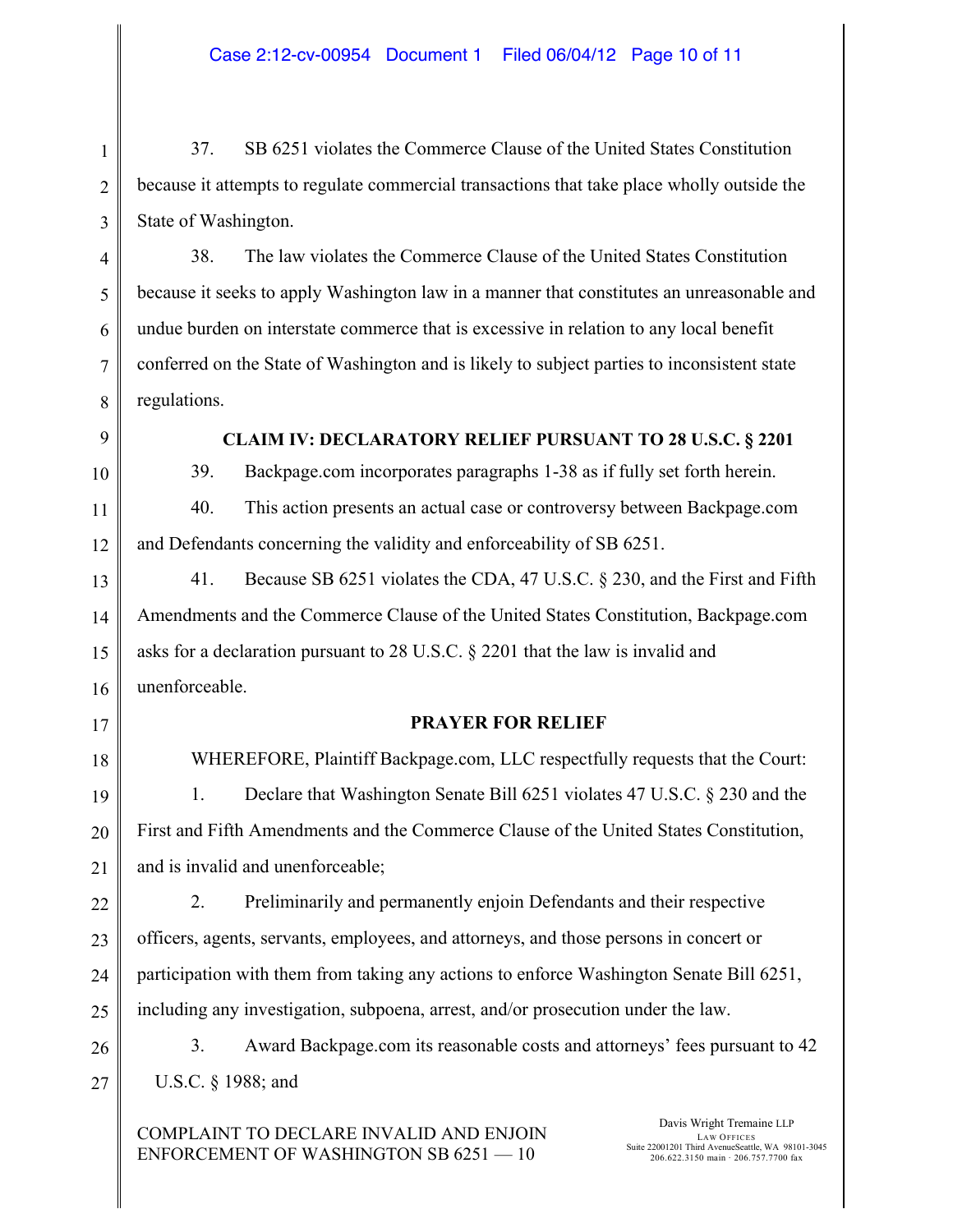37. SB 6251 violates the Commerce Clause of the United States Constitution because it attempts to regulate commercial transactions that take place wholly outside the State of Washington.

38. The law violates the Commerce Clause of the United States Constitution because it seeks to apply Washington law in a manner that constitutes an unreasonable and undue burden on interstate commerce that is excessive in relation to any local benefit conferred on the State of Washington and is likely to subject parties to inconsistent state regulations.

**CLAIM IV: DECLARATORY RELIEF PURSUANT TO 28 U.S.C. § 2201**

39. Backpage.com incorporates paragraphs 1-38 as if fully set forth herein.

40. This action presents an actual case or controversy between Backpage.com and Defendants concerning the validity and enforceability of SB 6251.

41. Because SB 6251 violates the CDA, 47 U.S.C. § 230, and the First and Fifth Amendments and the Commerce Clause of the United States Constitution, Backpage.com asks for a declaration pursuant to 28 U.S.C. § 2201 that the law is invalid and unenforceable.

**PRAYER FOR RELIEF**

WHEREFORE, Plaintiff Backpage.com, LLC respectfully requests that the Court:

1. Declare that Washington Senate Bill 6251 violates 47 U.S.C. § 230 and the First and Fifth Amendments and the Commerce Clause of the United States Constitution, and is invalid and unenforceable;

2. Preliminarily and permanently enjoin Defendants and their respective officers, agents, servants, employees, and attorneys, and those persons in concert or participation with them from taking any actions to enforce Washington Senate Bill 6251, including any investigation, subpoena, arrest, and/or prosecution under the law.

3. Award Backpage.com its reasonable costs and attorneys' fees pursuant to 42 U.S.C. § 1988; and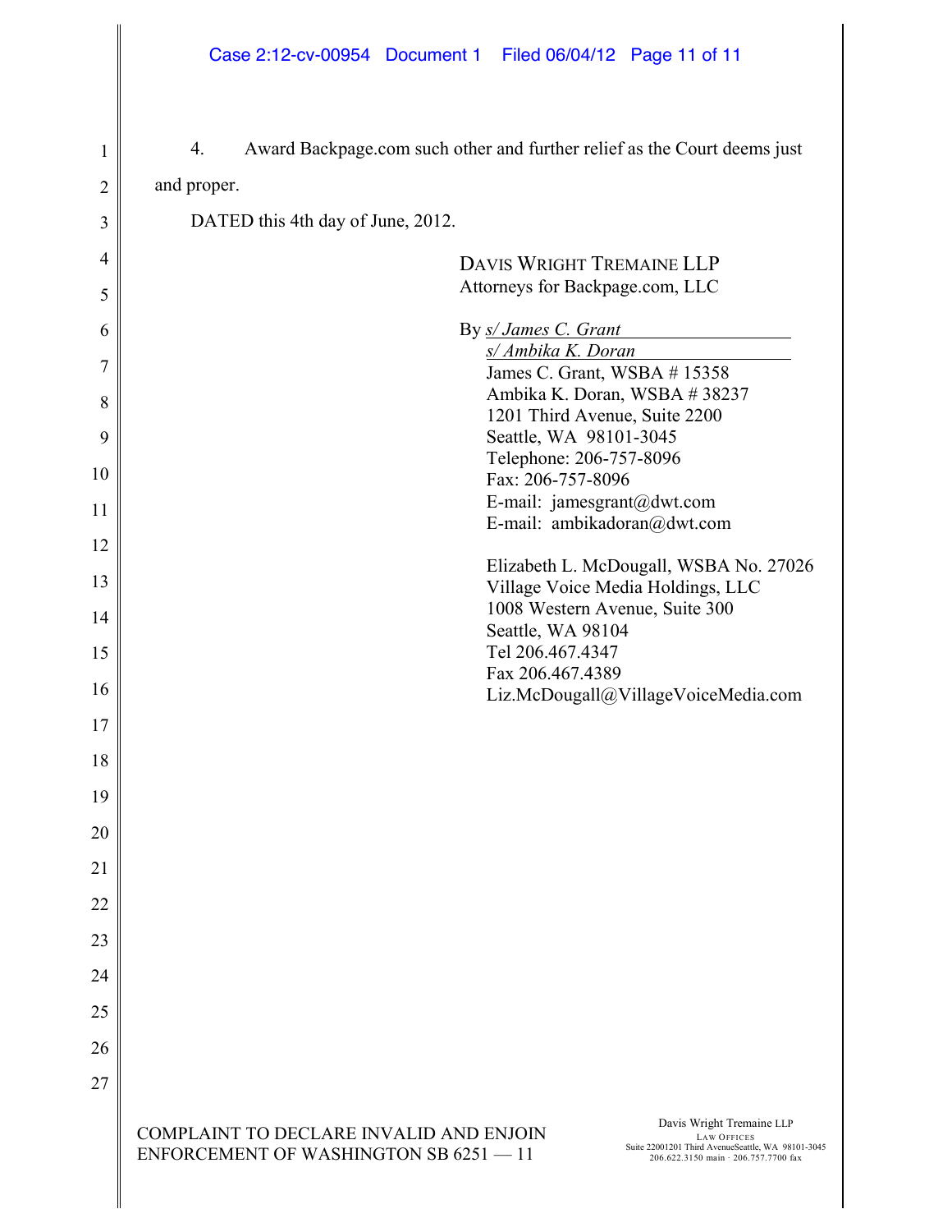4. Award Backpage.com such other and further relief as the Court deems just and proper.

DATED this 4th day of June, 2012.

DAVIS WRIGHT TREMAINE LLP
Attorneys for Backpage.com, LLC

By *s/ James C. Grant*
*s/ Ambika K. Doran*
James C. Grant, WSBA # 15358
Ambika K. Doran, WSBA # 38237
1201 Third Avenue, Suite 2200
Seattle, WA 98101-3045
Telephone: 206-757-8096
Fax: 206-757-8096
E-mail: jamesgrant@dwt.com
E-mail: ambikadoran@dwt.com

Elizabeth L. McDougall, WSBA No. 27026
Village Voice Media Holdings, LLC
1008 Western Avenue, Suite 300
Seattle, WA 98104
Tel 206.467.4347
Fax 206.467.4389
Liz.McDougall@VillageVoiceMedia.com